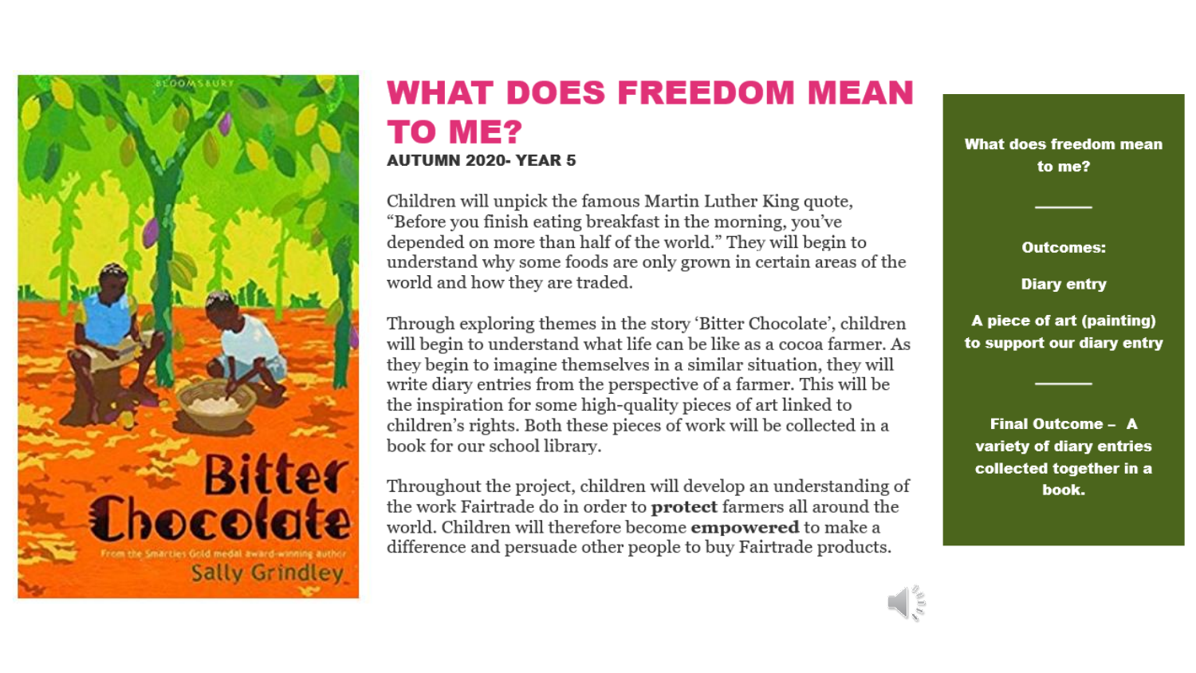# WHAT DOES FREEDOM MEAN TO ME?

**AUTUMN 2020- YEAR 5**

Children will unpick the famous Martin Luther King quote, "Before you finish eating breakfast in the morning, you've depended on more than half of the world." They will begin to understand why some foods are only grown in certain areas of the world and how they are traded.

Through exploring themes in the story 'Bitter Chocolate', children will begin to understand what life can be like as a cocoa farmer. As they begin to imagine themselves in a similar situation, they will write diary entries from the perspective of a farmer. This will be the inspiration for some high-quality pieces of art linked to children's rights. Both these pieces of work will be collected in a book for our school library.

Throughout the project, children will develop an understanding of the work Fairtrade do in order to **protect** farmers all around the world. Children will therefore become **empowered** to make a difference and persuade other people to buy Fairtrade products.

**What does freedom mean to me?**

---

**Outcomes:**

**Diary entry**

**A piece of art (painting) to support our diary entry**

---

**Final Outcome – A variety of diary entries collected together in a book.**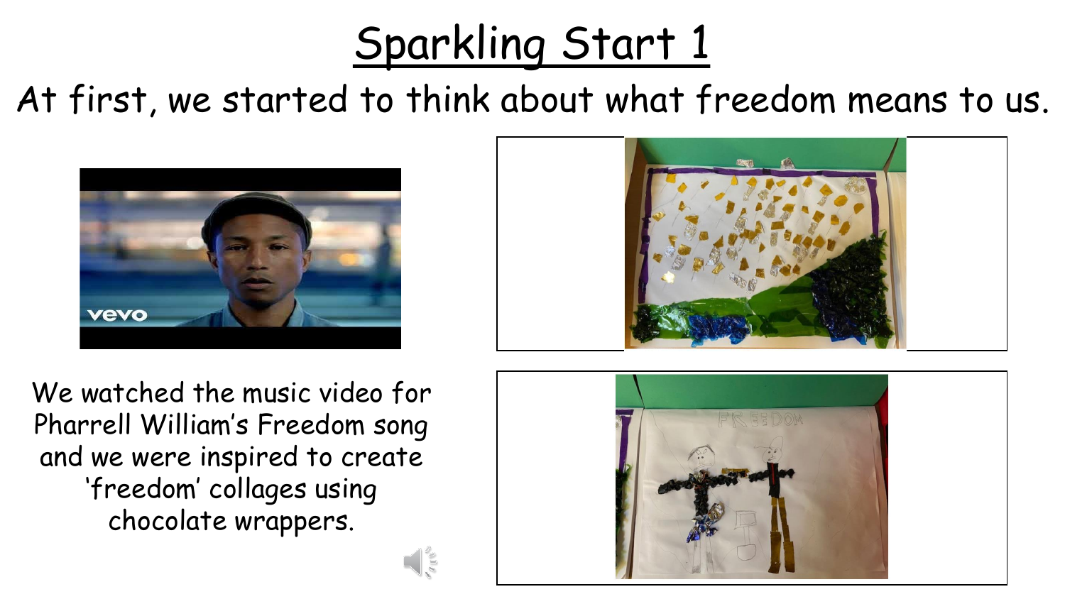# Sparkling Start 1

At first, we started to think about what freedom means to us.

We watched the music video for Pharrell William's Freedom song and we were inspired to create 'freedom' collages using chocolate wrappers.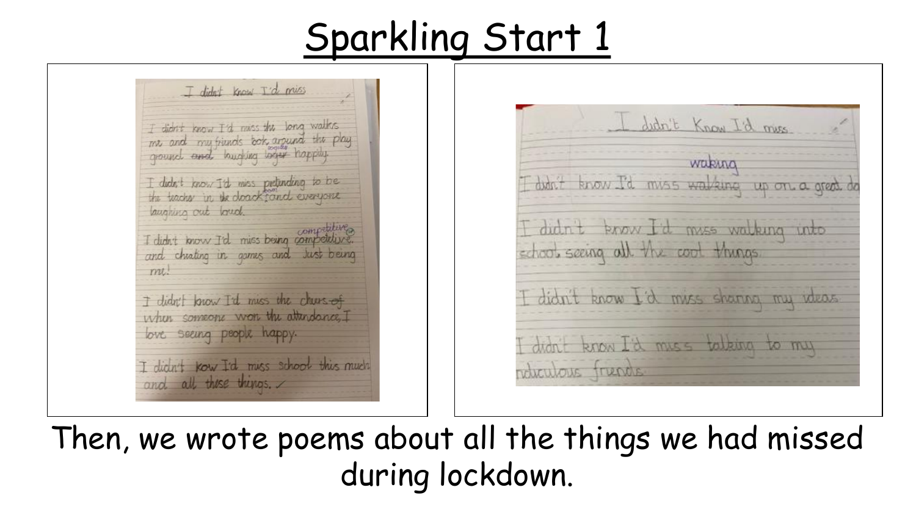# Sparkling Start 1

I didn't know I'd miss

I didn't know I'd miss the long walks me and my friends took around the play ground laughing happily.

I didn't know I'd miss pretending to be the teacher in the cloak room and everyone laughing out loud.

I didn't know I'd miss being competitive and cheating in games and just being me!

I didn't know I'd miss the cheers when someone won the attendance, I love seeing people happy.

I didn't know I'd miss school this much and all those things.

I didn't Know I'd miss

I didn't know I'd miss waking up on a great da

I didn't know I'd miss walking into school seeing all the cool things.

I didn't know I'd miss sharing my ideas

I didn't know I'd miss talking to my ridiculous friends.

Then, we wrote poems about all the things we had missed during lockdown.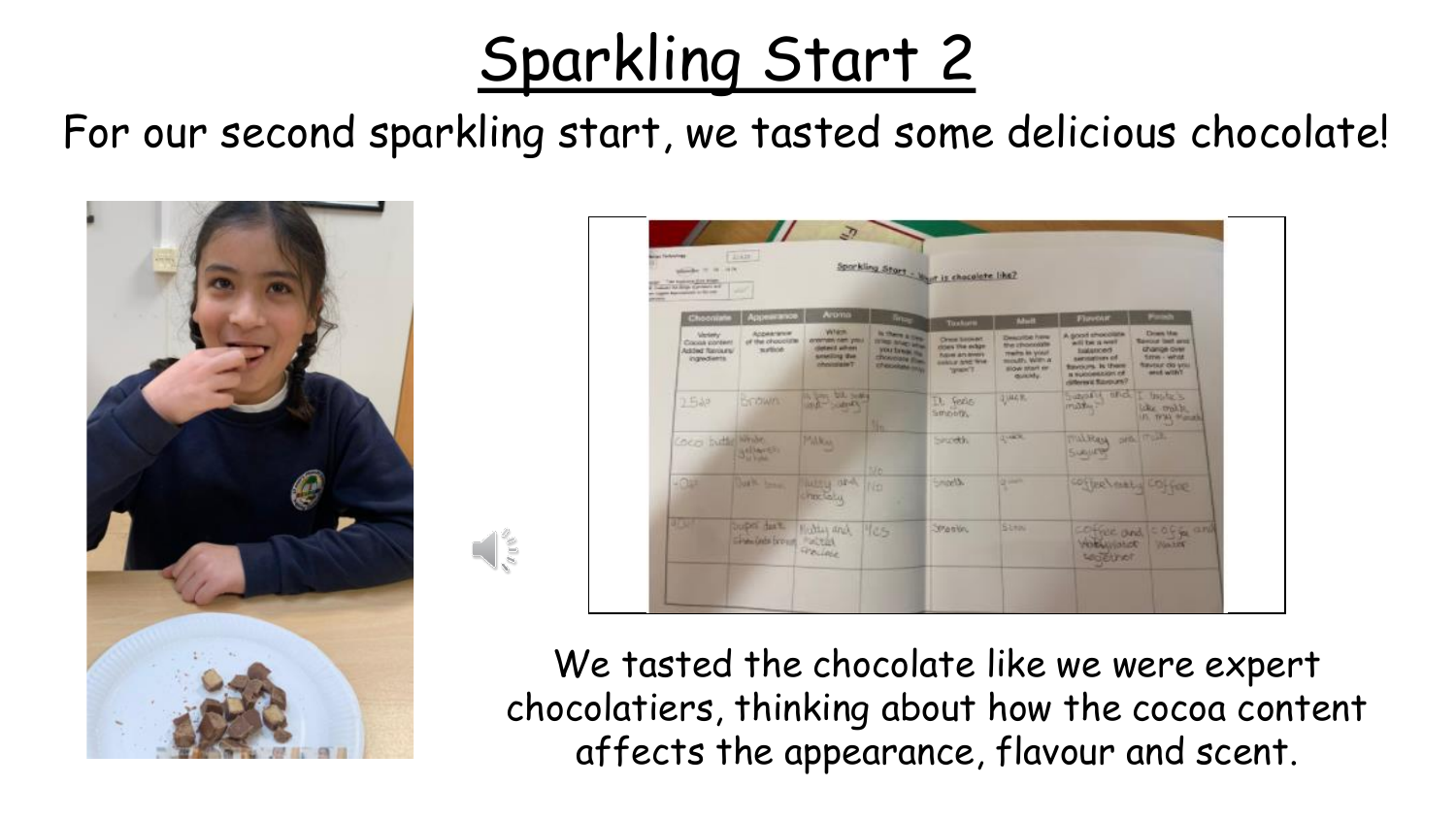# Sparkling Start 2

For our second sparkling start, we tasted some delicious chocolate!

We tasted the chocolate like we were expert chocolatiers, thinking about how the cocoa content affects the appearance, flavour and scent.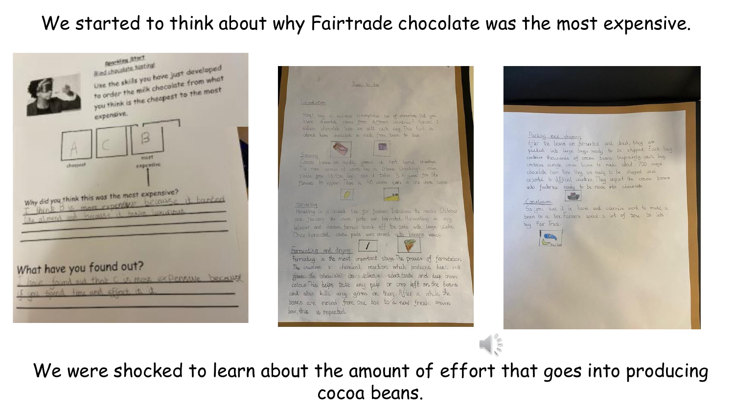We started to think about why Fairtrade chocolate was the most expensive.

We were shocked to learn about the amount of effort that goes into producing cocoa beans.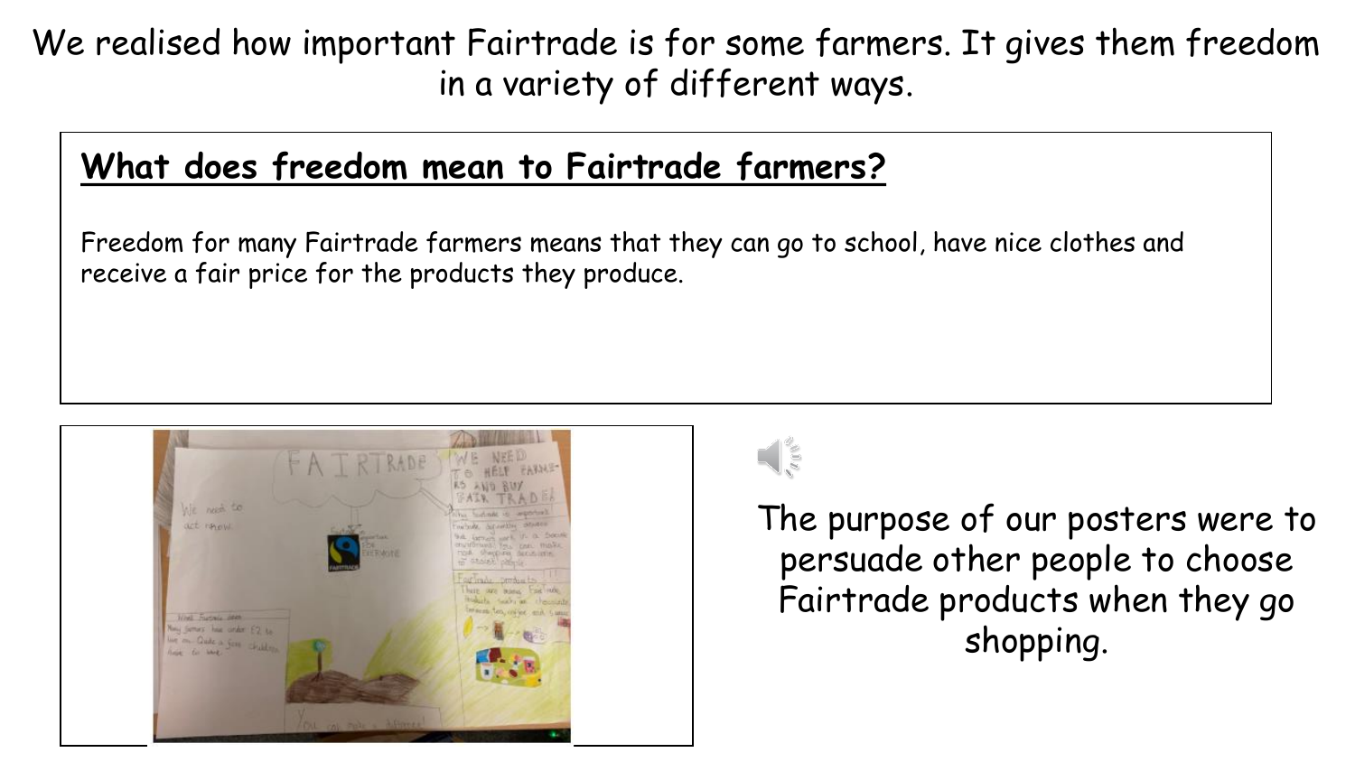We realised how important Fairtrade is for some farmers. It gives them freedom in a variety of different ways.

## What does freedom mean to Fairtrade farmers?

Freedom for many Fairtrade farmers means that they can go to school, have nice clothes and receive a fair price for the products they produce.

The purpose of our posters were to persuade other people to choose Fairtrade products when they go shopping.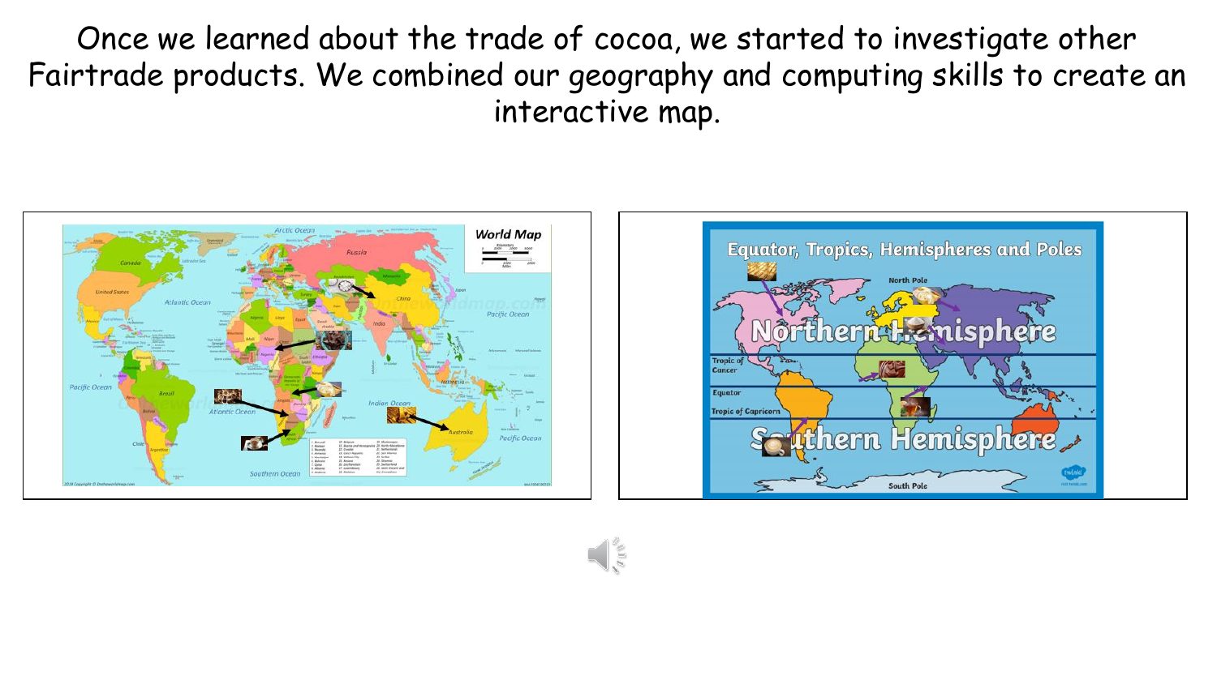Once we learned about the trade of cocoa, we started to investigate other Fairtrade products. We combined our geography and computing skills to create an interactive map.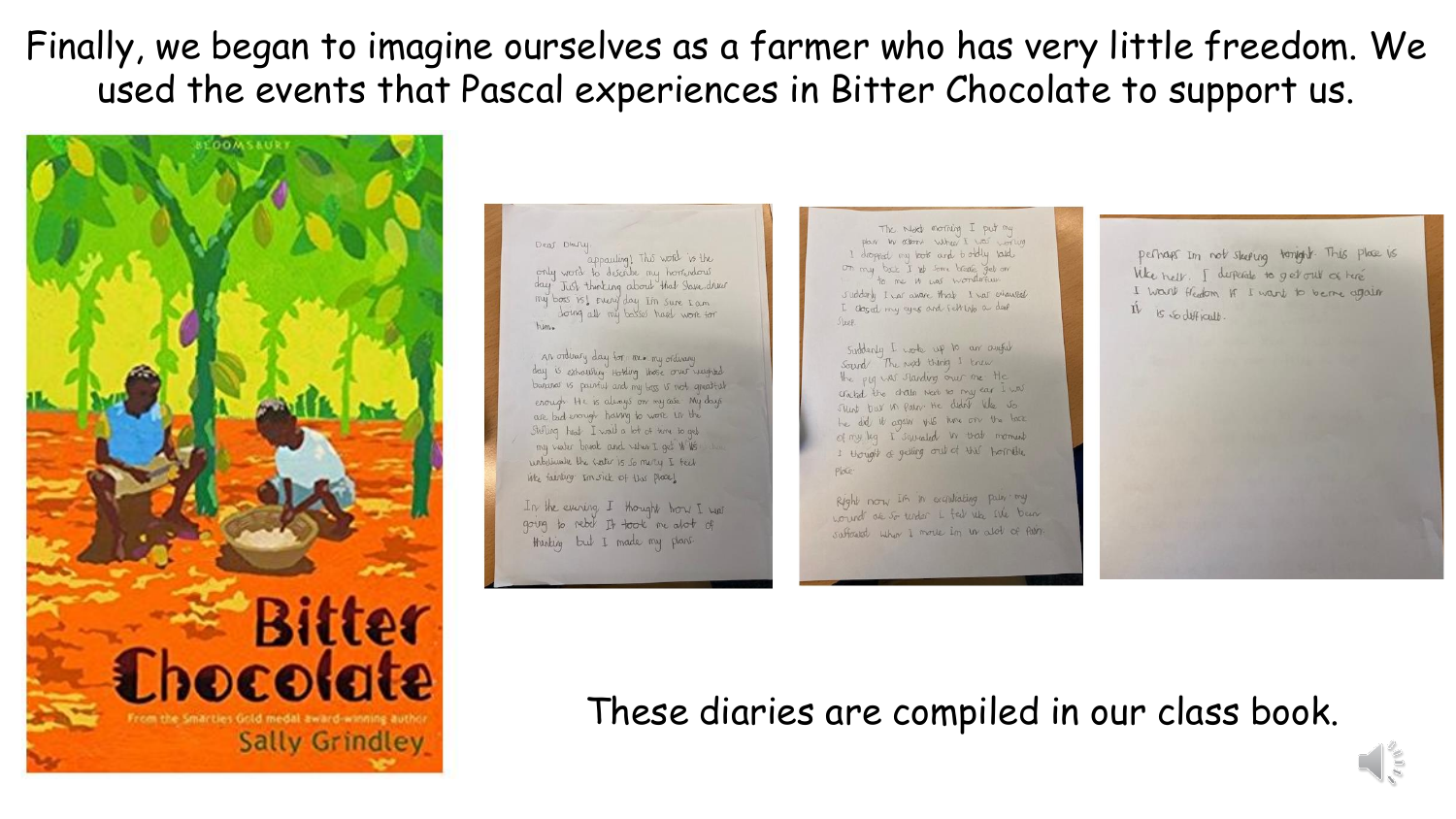Finally, we began to imagine ourselves as a farmer who has very little freedom. We used the events that Pascal experiences in Bitter Chocolate to support us.

These diaries are compiled in our class book.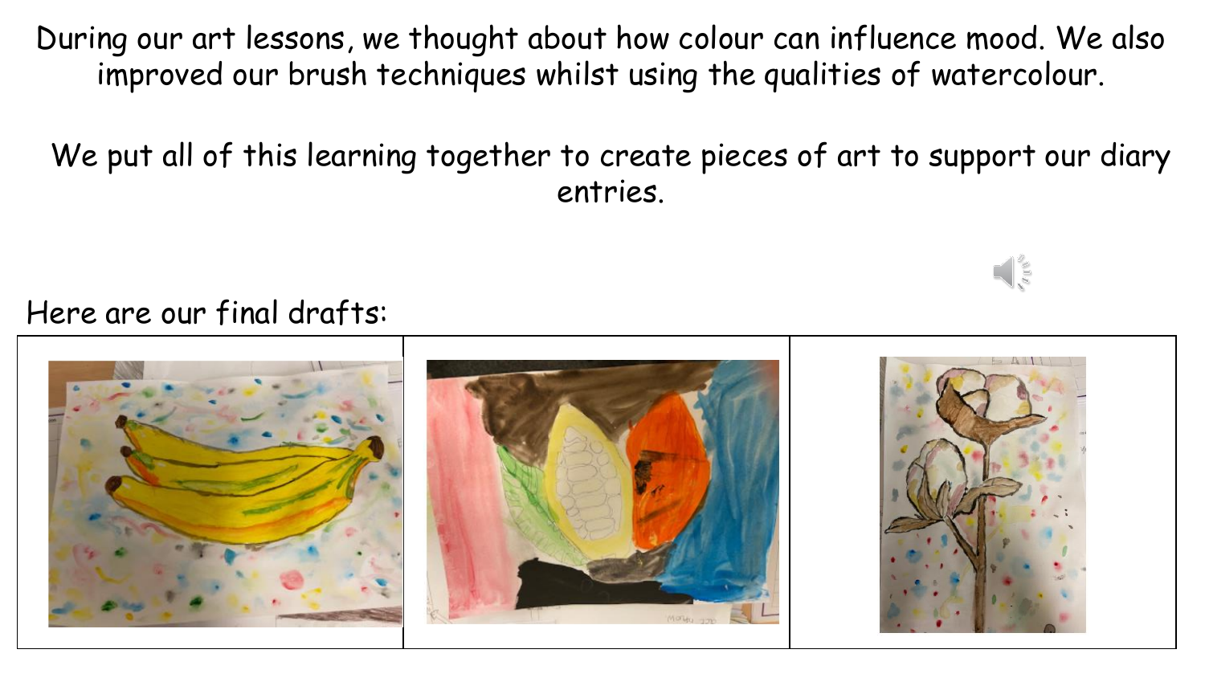During our art lessons, we thought about how colour can influence mood. We also improved our brush techniques whilst using the qualities of watercolour.

We put all of this learning together to create pieces of art to support our diary entries.

Here are our final drafts: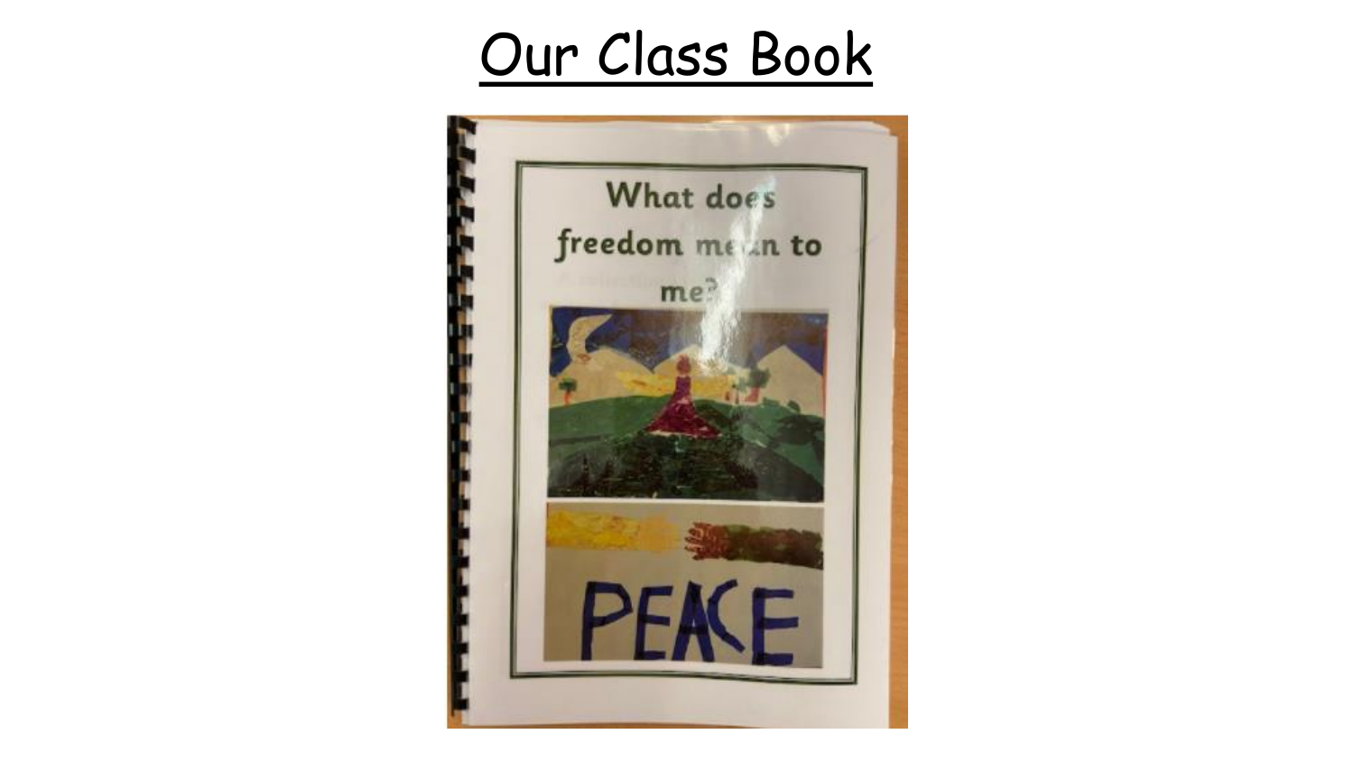# Our Class Book